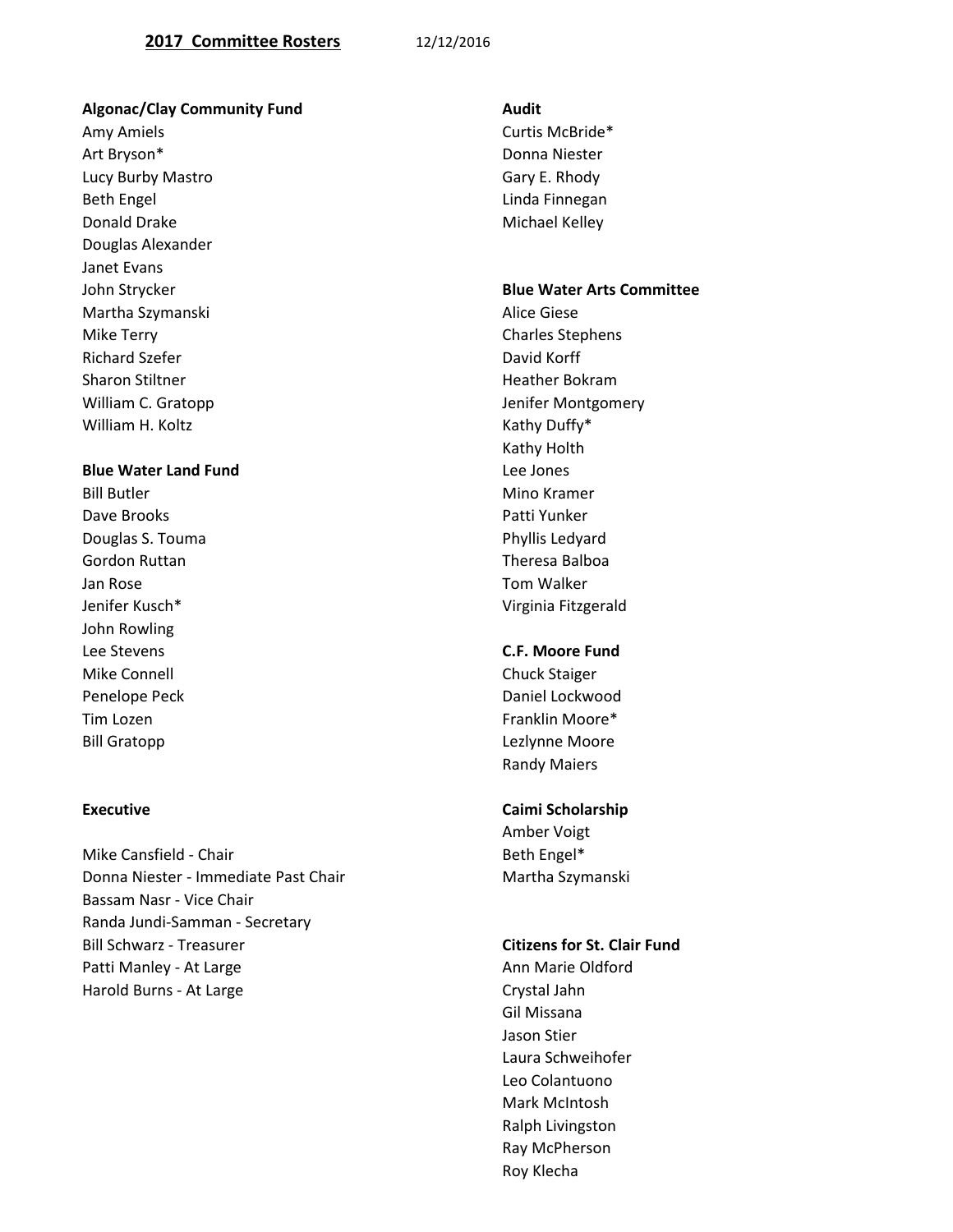# 2017 Committee Rosters

12/12/2016

**Algonac/Clay Community Fund**

Amy Amiels
Art Bryson*
Lucy Burby Mastro
Beth Engel
Donald Drake
Douglas Alexander
Janet Evans
John Strycker
Martha Szymanski
Mike Terry
Richard Szefer
Sharon Stiltner
William C. Gratopp
William H. Koltz

**Blue Water Land Fund**

Bill Butler
Dave Brooks
Douglas S. Touma
Gordon Ruttan
Jan Rose
Jenifer Kusch*
John Rowling
Lee Stevens
Mike Connell
Penelope Peck
Tim Lozen
Bill Gratopp

**Executive**

Mike Cansfield - Chair
Donna Niester - Immediate Past Chair
Bassam Nasr - Vice Chair
Randa Jundi-Samman - Secretary
Bill Schwarz - Treasurer
Patti Manley - At Large
Harold Burns - At Large

**Audit**

Curtis McBride*
Donna Niester
Gary E. Rhody
Linda Finnegan
Michael Kelley

**Blue Water Arts Committee**

Alice Giese
Charles Stephens
David Korff
Heather Bokram
Jenifer Montgomery
Kathy Duffy*
Kathy Holth
Lee Jones
Mino Kramer
Patti Yunker
Phyllis Ledyard
Theresa Balboa
Tom Walker
Virginia Fitzgerald

**C.F. Moore Fund**

Chuck Staiger
Daniel Lockwood
Franklin Moore*
Lezlynne Moore
Randy Maiers

**Caimi Scholarship**

Amber Voigt
Beth Engel*
Martha Szymanski

**Citizens for St. Clair Fund**

Ann Marie Oldford
Crystal Jahn
Gil Missana
Jason Stier
Laura Schweihofer
Leo Colantuono
Mark McIntosh
Ralph Livingston
Ray McPherson
Roy Klecha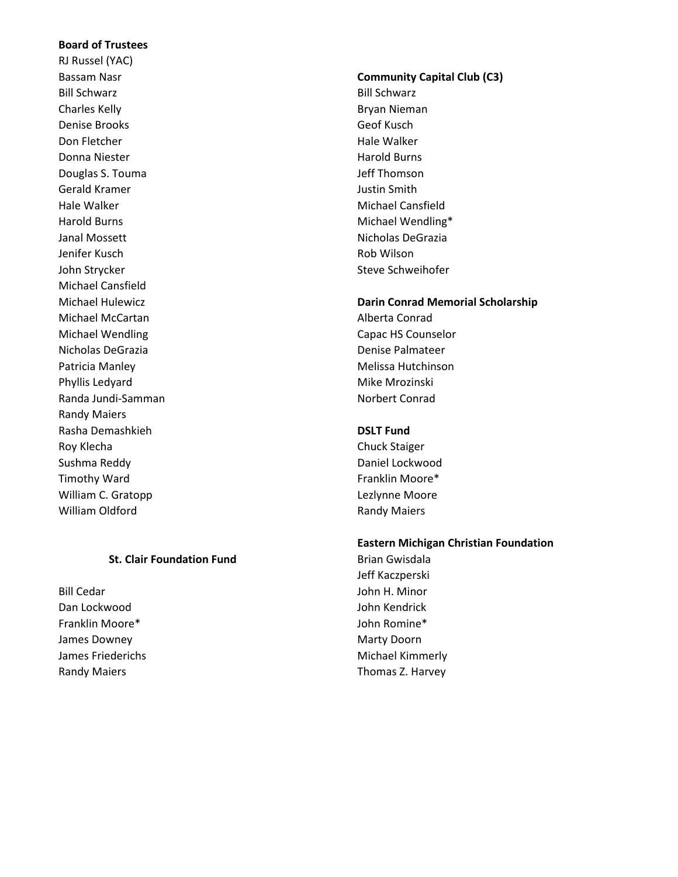**Board of Trustees**

RJ Russel (YAC)
Bassam Nasr
Bill Schwarz
Charles Kelly
Denise Brooks
Don Fletcher
Donna Niester
Douglas S. Touma
Gerald Kramer
Hale Walker
Harold Burns
Janal Mossett
Jenifer Kusch
John Strycker
Michael Cansfield
Michael Hulewicz
Michael McCartan
Michael Wendling
Nicholas DeGrazia
Patricia Manley
Phyllis Ledyard
Randa Jundi-Samman
Randy Maiers
Rasha Demashkieh
Roy Klecha
Sushma Reddy
Timothy Ward
William C. Gratopp
William Oldford

**St. Clair Foundation Fund**

Bill Cedar
Dan Lockwood
Franklin Moore*
James Downey
James Friederichs
Randy Maiers

**Community Capital Club (C3)**

Bill Schwarz
Bryan Nieman
Geof Kusch
Hale Walker
Harold Burns
Jeff Thomson
Justin Smith
Michael Cansfield
Michael Wendling*
Nicholas DeGrazia
Rob Wilson
Steve Schweihofer

**Darin Conrad Memorial Scholarship**

Alberta Conrad
Capac HS Counselor
Denise Palmateer
Melissa Hutchinson
Mike Mrozinski
Norbert Conrad

**DSLT Fund**

Chuck Staiger
Daniel Lockwood
Franklin Moore*
Lezlynne Moore
Randy Maiers

**Eastern Michigan Christian Foundation**

Brian Gwisdala
Jeff Kaczperski
John H. Minor
John Kendrick
John Romine*
Marty Doorn
Michael Kimmerly
Thomas Z. Harvey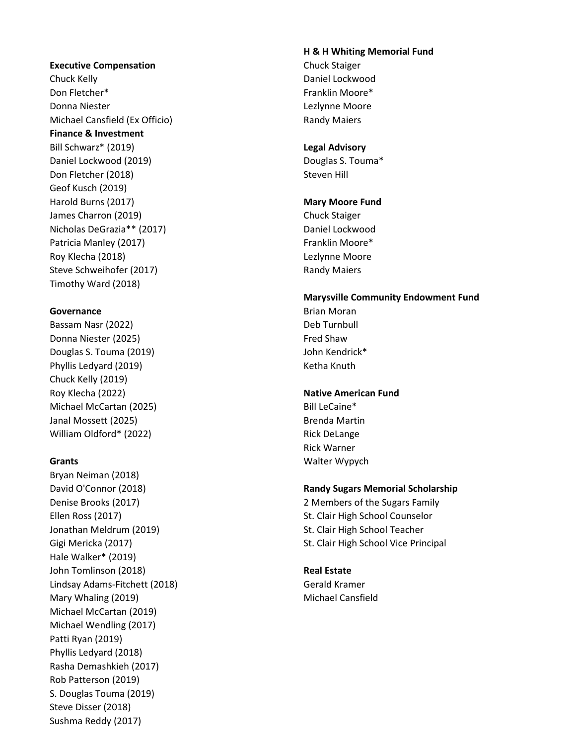**Executive Compensation**

Chuck Kelly
Don Fletcher*
Donna Niester
Michael Cansfield (Ex Officio)

**Finance & Investment**

Bill Schwarz* (2019)
Daniel Lockwood (2019)
Don Fletcher (2018)
Geof Kusch (2019)
Harold Burns (2017)
James Charron (2019)
Nicholas DeGrazia** (2017)
Patricia Manley (2017)
Roy Klecha (2018)
Steve Schweihofer (2017)
Timothy Ward (2018)

**Governance**

Bassam Nasr (2022)
Donna Niester (2025)
Douglas S. Touma (2019)
Phyllis Ledyard (2019)
Chuck Kelly (2019)
Roy Klecha (2022)
Michael McCartan (2025)
Janal Mossett (2025)
William Oldford* (2022)

**Grants**

Bryan Neiman (2018)
David O'Connor (2018)
Denise Brooks (2017)
Ellen Ross (2017)
Jonathan Meldrum (2019)
Gigi Mericka (2017)
Hale Walker* (2019)
John Tomlinson (2018)
Lindsay Adams-Fitchett (2018)
Mary Whaling (2019)
Michael McCartan (2019)
Michael Wendling (2017)
Patti Ryan (2019)
Phyllis Ledyard (2018)
Rasha Demashkieh (2017)
Rob Patterson (2019)
S. Douglas Touma (2019)
Steve Disser (2018)
Sushma Reddy (2017)

**H & H Whiting Memorial Fund**

Chuck Staiger
Daniel Lockwood
Franklin Moore*
Lezlynne Moore
Randy Maiers

**Legal Advisory**

Douglas S. Touma*
Steven Hill

**Mary Moore Fund**

Chuck Staiger
Daniel Lockwood
Franklin Moore*
Lezlynne Moore
Randy Maiers

**Marysville Community Endowment Fund**

Brian Moran
Deb Turnbull
Fred Shaw
John Kendrick*
Ketha Knuth

**Native American Fund**

Bill LeCaine*
Brenda Martin
Rick DeLange
Rick Warner
Walter Wypych

**Randy Sugars Memorial Scholarship**

2 Members of the Sugars Family
St. Clair High School Counselor
St. Clair High School Teacher
St. Clair High School Vice Principal

**Real Estate**

Gerald Kramer
Michael Cansfield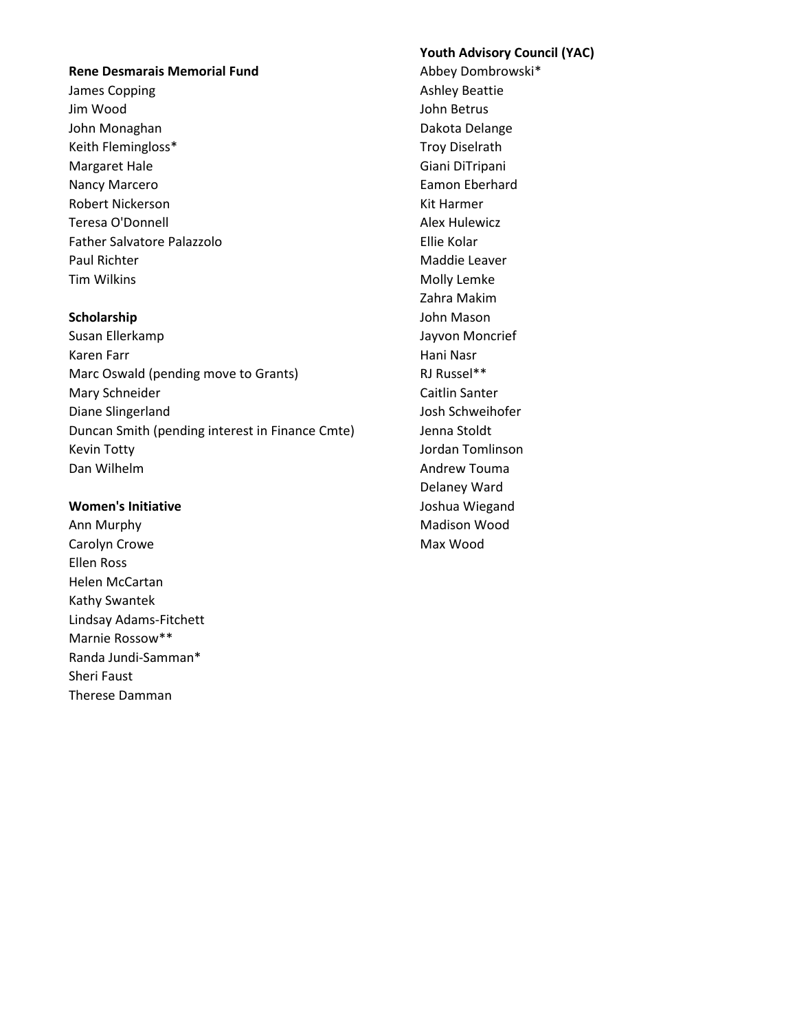**Rene Desmarais Memorial Fund**
James Copping
Jim Wood
John Monaghan
Keith Flemingloss*
Margaret Hale
Nancy Marcero
Robert Nickerson
Teresa O'Donnell
Father Salvatore Palazzolo
Paul Richter
Tim Wilkins

**Scholarship**
Susan Ellerkamp
Karen Farr
Marc Oswald (pending move to Grants)
Mary Schneider
Diane Slingerland
Duncan Smith (pending interest in Finance Cmte)
Kevin Totty
Dan Wilhelm

**Women's Initiative**
Ann Murphy
Carolyn Crowe
Ellen Ross
Helen McCartan
Kathy Swantek
Lindsay Adams-Fitchett
Marnie Rossow**
Randa Jundi-Samman*
Sheri Faust
Therese Damman

**Youth Advisory Council (YAC)**
Abbey Dombrowski*
Ashley Beattie
John Betrus
Dakota Delange
Troy Diselrath
Giani DiTripani
Eamon Eberhard
Kit Harmer
Alex Hulewicz
Ellie Kolar
Maddie Leaver
Molly Lemke
Zahra Makim
John Mason
Jayvon Moncrief
Hani Nasr
RJ Russel**
Caitlin Santer
Josh Schweihofer
Jenna Stoldt
Jordan Tomlinson
Andrew Touma
Delaney Ward
Joshua Wiegand
Madison Wood
Max Wood